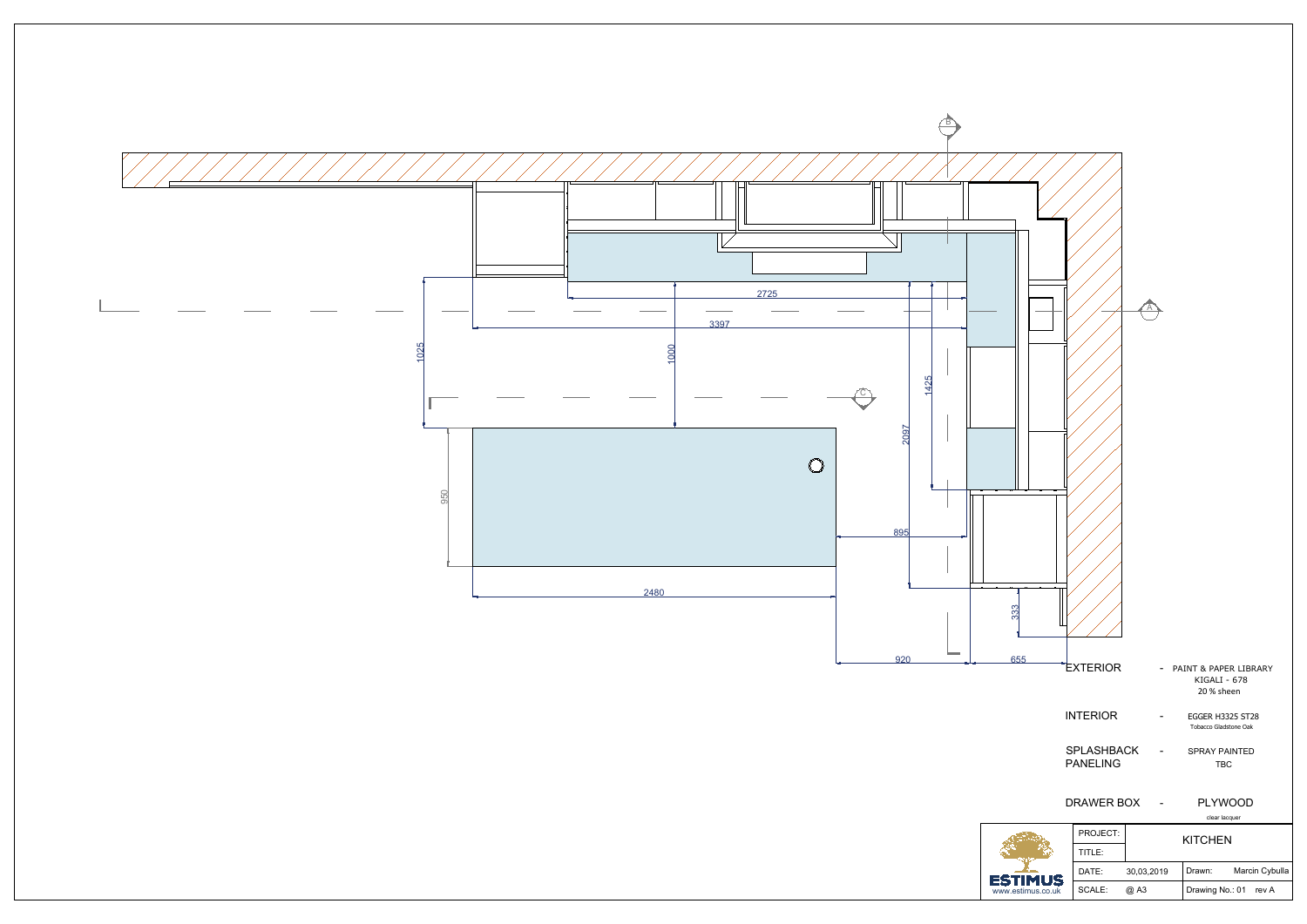| | |
|---|---|
| EXTERIOR | - PAINT & PAPER LIBRARY KIGALI - 678 20 % sheen |
| INTERIOR | - EGGER H3325 ST28 Tobacco Gladstone Oak |
| SPLASHBACK PANELING | - SPRAY PAINTED TBC |
| DRAWER BOX | - PLYWOOD clear lacquer |

ESTIMUS
www.estimus.co.uk

| | | | |
|---|---|---|---|
| PROJECT: | KITCHEN | | |
| TITLE: | | | |
| DATE: | 30,03,2019 | Drawn: | Marcin Cybulla |
| SCALE: | @ A3 | Drawing No.: 01 | rev A |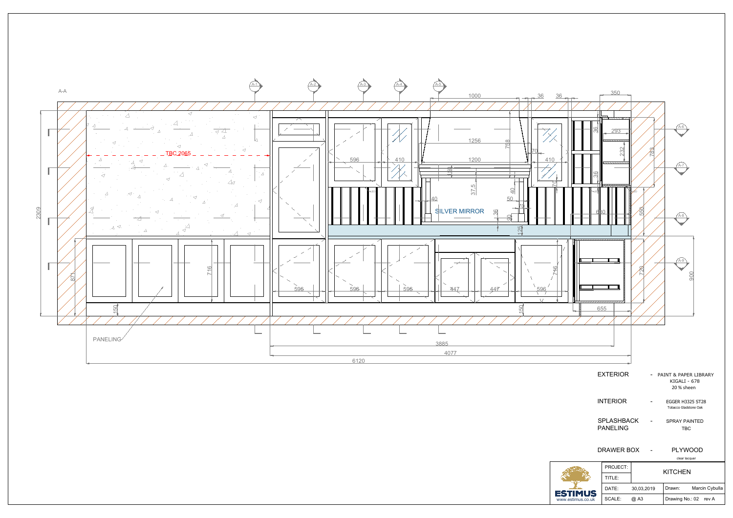A-A

TBC 2065

SILVER MIRROR

PANELING

EXTERIOR - PAINT & PAPER LIBRARY KIGALI - 678 20 % sheen

INTERIOR - EGGER H3325 ST28 Tobacco Gladstone Oak

SPLASHBACK PANELING - SPRAY PAINTED TBC

DRAWER BOX - PLYWOOD clear lacquer

| | | | | |
|---|---|---|---|---|
| ESTIMUS www.estimus.co.uk | PROJECT: | KITCHEN | | |
| | TITLE: | | | |
| | DATE: | 30,03,2019 | Drawn: | Marcin Cybulla |
| | SCALE: | @ A3 | Drawing No.: 02 | rev A |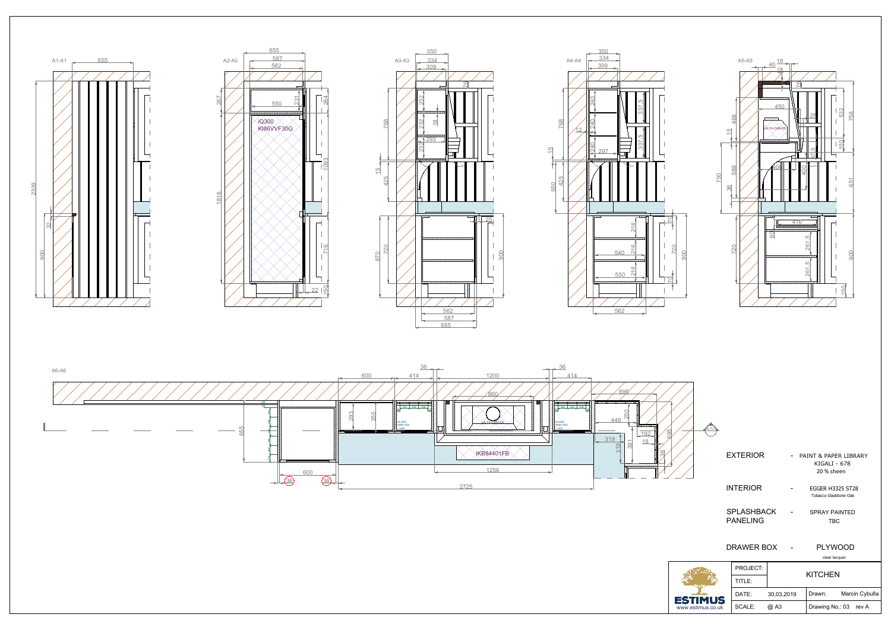A1-A1

A2-A2

iQ300
KI86VVF30G

A3-A3

A4-A4

A5-A5

LA-74-CAN-SS

A6-A6

LA-74-CAN-SS

GLASS SHELVES + LED

IKB84401FB

| | | |
|---|---|---|
| EXTERIOR | - | PAINT & PAPER LIBRARY<br>KIGALI - 678<br>20 % sheen |
| INTERIOR | - | EGGER H3325 ST28<br>Tobacco Gladstone Oak |
| SPLASHBACK PANELING | - | SPRAY PAINTED<br>TBC |
| DRAWER BOX | - | PLYWOOD<br>clear lacquer |

| | | | |
|---|---|---|---|
| PROJECT: | KITCHEN | | |
| TITLE: | | | |
| DATE: | 30,03,2019 | Drawn: | Marcin Cybulla |
| SCALE: | @ A3 | Drawing No.: 03 | rev A |

ESTIMUS
www.estimus.co.uk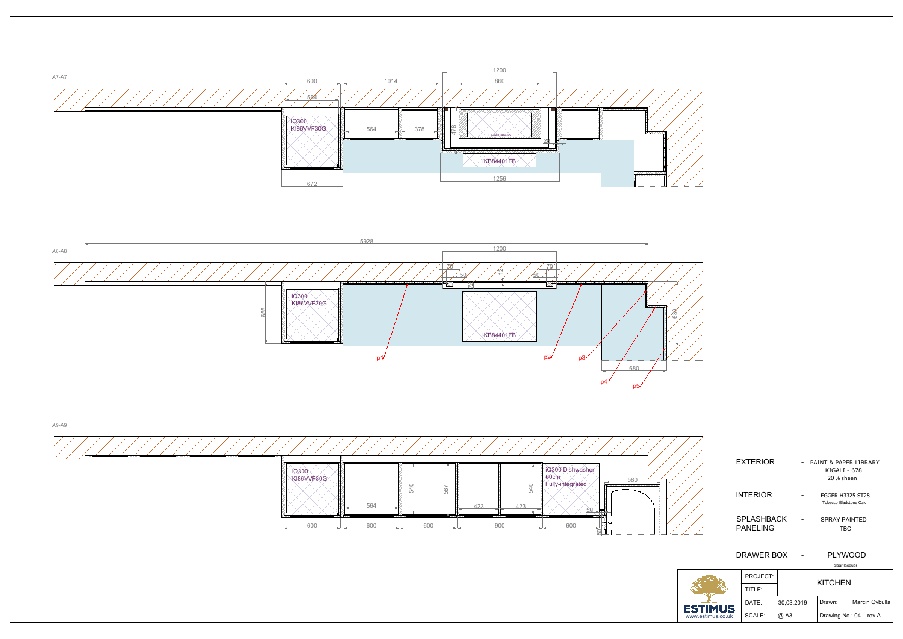A7-A7

600 | 1014 | 1200 | 860

564

iQ300
KI86VVF30G

564 | 378 | 478 | LA-74-CAN-SS | 28

IKB84401FB

672 | 1256

A8-A8

5928

1200

70 | 50 | 12 | 70 | 50 | 74

655

iQ300
KI86VVF30G

IKB84401FB

680

p1 | p2 | p3 | p4 | p5

680

A9-A9

iQ300
KI86VVF30G

iQ300 Dishwasher
60cm
Fully-integrated

580

564 | 540 | 587 | 423 | 423 | 540 | 50

600 | 600 | 600 | 900 | 600 | 50

| | | |
|---|---|---|
| EXTERIOR | - | PAINT & PAPER LIBRARY KIGALI - 678 20 % sheen |
| INTERIOR | - | EGGER H3325 ST28 Tobacco Gladstone Oak |
| SPLASHBACK PANELING | - | SPRAY PAINTED TBC |
| DRAWER BOX | - | PLYWOOD clear lacquer |

ESTIMUS
www.estimus.co.uk

| | | | |
|---|---|---|---|
| PROJECT: | KITCHEN | | |
| TITLE: | | | |
| DATE: | 30,03,2019 | Drawn: | Marcin Cybulla |
| SCALE: | @ A3 | Drawing No.: 04 | rev A |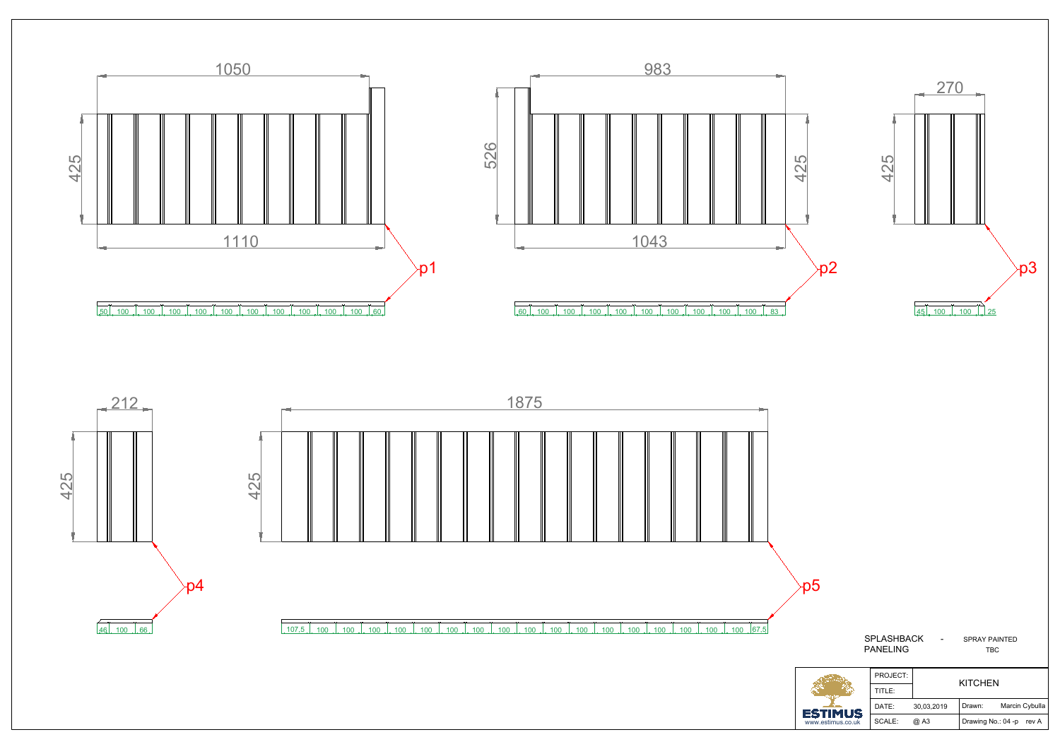1050

425

1110

p1

| 50 | 100 | 100 | 100 | 100 | 100 | 100 | 100 | 100 | 100 | 60 |
|---|---|---|---|---|---|---|---|---|---|---|

983

526

425

1043

p2

| 60 | 100 | 100 | 100 | 100 | 100 | 100 | 100 | 100 | 83 |
|---|---|---|---|---|---|---|---|---|---|

270

425

p3

| 45 | 100 | 100 | 25 |
|---|---|---|---|

212

425

p4

| 46 | 100 | 66 |
|---|---|---|

1875

425

p5

| 107,5 | 100 | 100 | 100 | 100 | 100 | 100 | 100 | 100 | 100 | 100 | 100 | 100 | 100 | 100 | 100 | 100 | 100 | 67,5 |
|---|---|---|---|---|---|---|---|---|---|---|---|---|---|---|---|---|---|---|

SPLASHBACK PANELING - SPRAY PAINTED TBC

| ESTIMUS www.estimus.co.uk | PROJECT: | KITCHEN | |
|---|---|---|---|
| | TITLE: | | |
| | DATE: 30,03,2019 | | Drawn: Marcin Cybulla |
| | SCALE: @ A3 | | Drawing No.: 04 -p rev A |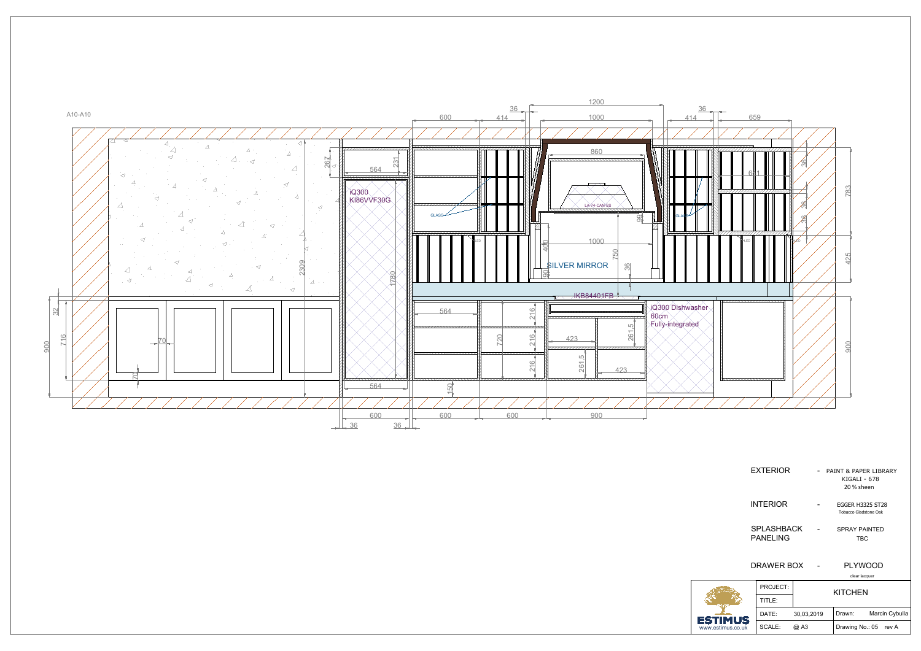A10-A10

| EXTERIOR | - | PAINT & PAPER LIBRARY KIGALI - 678 20 % sheen |
|---|---|---|
| INTERIOR | - | EGGER H3325 ST28 Tobacco Gladstone Oak |
| SPLASHBACK PANELING | - | SPRAY PAINTED TBC |
| DRAWER BOX | - | PLYWOOD clear lacquer |

ESTIMUS
www.estimus.co.uk

| PROJECT: | KITCHEN | | |
|---|---|---|---|
| TITLE: | | | |
| DATE: | 30,03,2019 | Drawn: | Marcin Cybulla |
| SCALE: | @ A3 | Drawing No.: 05 | rev A |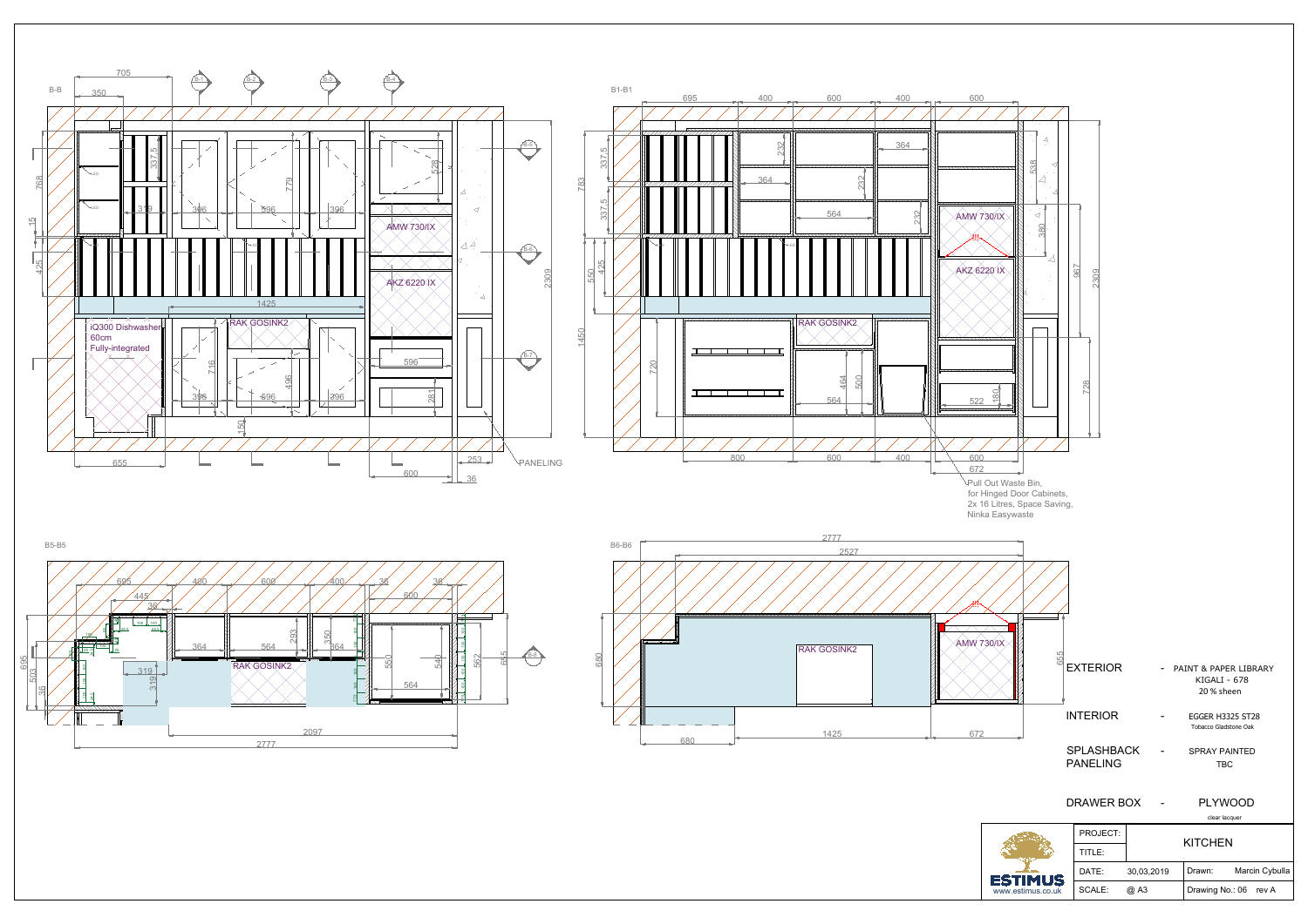B-B

iQ300 Dishwasher
60cm
Fully-integrated

RAK GOSINK2

AMW 730/IX

AKZ 6220 IX

PANELING

B1-B1

AMW 730/IX

AKZ 6220 IX

RAK GOSINK2

Pull Out Waste Bin,
for Hinged Door Cabinets,
2x 16 Litres, Space Saving,
Ninka Easywaste

B5-B5

RAK GOSINK2

B6-B6

RAK GOSINK2

AMW 730/IX

| | | |
|---|---|---|
| EXTERIOR | - | PAINT & PAPER LIBRARY KIGALI - 678 20 % sheen |
| INTERIOR | - | EGGER H3325 ST28 Tobacco Gladstone Oak |
| SPLASHBACK PANELING | - | SPRAY PAINTED TBC |
| DRAWER BOX | - | PLYWOOD clear lacquer |

| | | | |
|---|---|---|---|
| PROJECT: | KITCHEN | | |
| TITLE: | | | |
| DATE: | 30,03,2019 | Drawn: | Marcin Cybulla |
| SCALE: | @ A3 | Drawing No.: 06 | rev A |

ESTIMUS
www.estimus.co.uk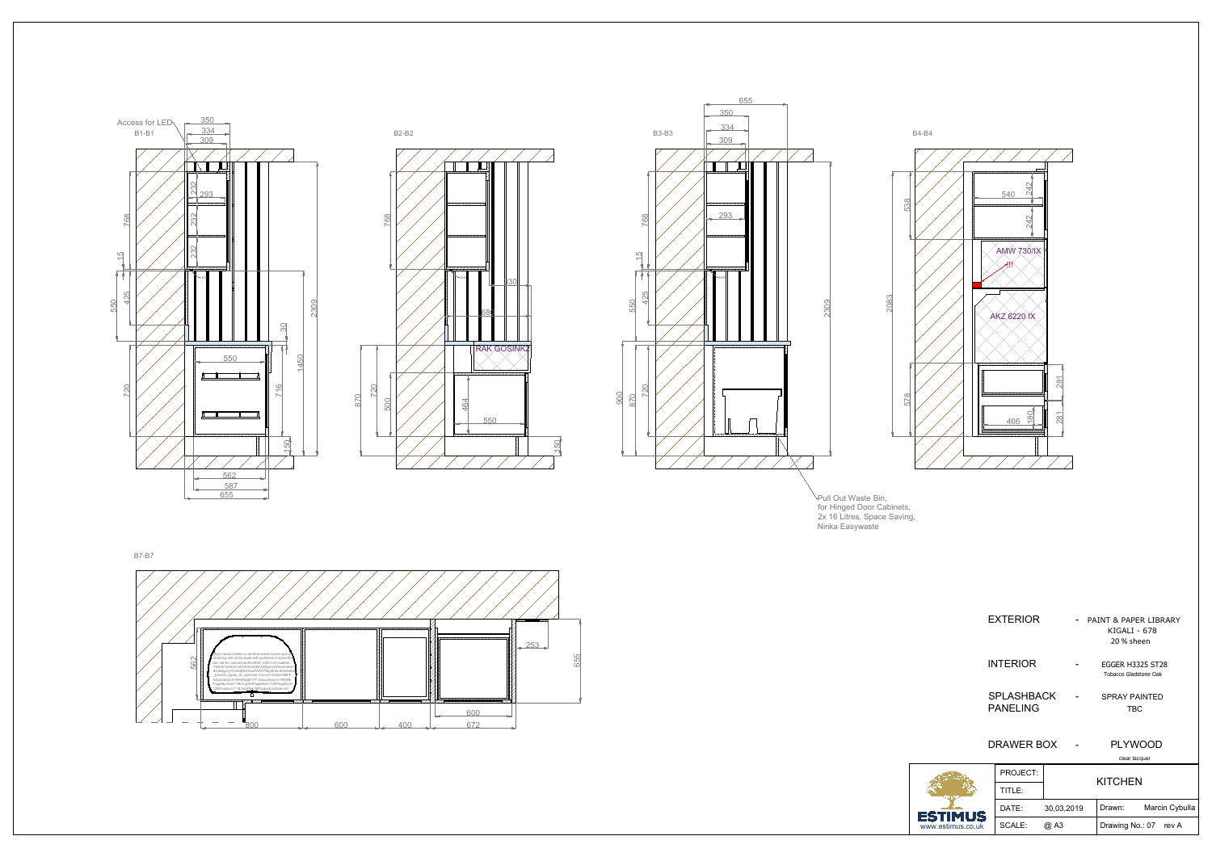B1-B1

Access for LED

350
334
309

232
293
232
232

768
15
550
425
30
2309
1450
550
720
716
150
562
587
655

B2-B2

768
430
688
RAK GOSINK2
870
720
500
464
550
150

B3-B3

655
350
334
309
293
768
15
550
425
2309
900
870
720

Pull Out Waste Bin, for Hinged Door Cabinets, 2x 16 Litres, Space Saving, Ninka Easywaste

B4-B4

538
540
242
242
AMW 730/IX
!!!
2083
AKZ 6220 IX
578
281
466
180
281

B7-B7

562
253
655
800
600
400
600
672

| | | |
|---|---|---|
| EXTERIOR | - | PAINT & PAPER LIBRARY KIGALI - 678 20 % sheen |
| INTERIOR | - | EGGER H3325 ST28 Tobacco Gladstone Oak |
| SPLASHBACK PANELING | - | SPRAY PAINTED TBC |
| DRAWER BOX | - | PLYWOOD clear lacquer |

| ESTIMUS www.estimus.co.uk | | | | |
|---|---|---|---|---|
| PROJECT: | KITCHEN | | | |
| TITLE: | | | | |
| DATE: | 30,03,2019 | Drawn: | Marcin Cybulla | |
| SCALE: | @ A3 | Drawing No.: 07 | rev A | |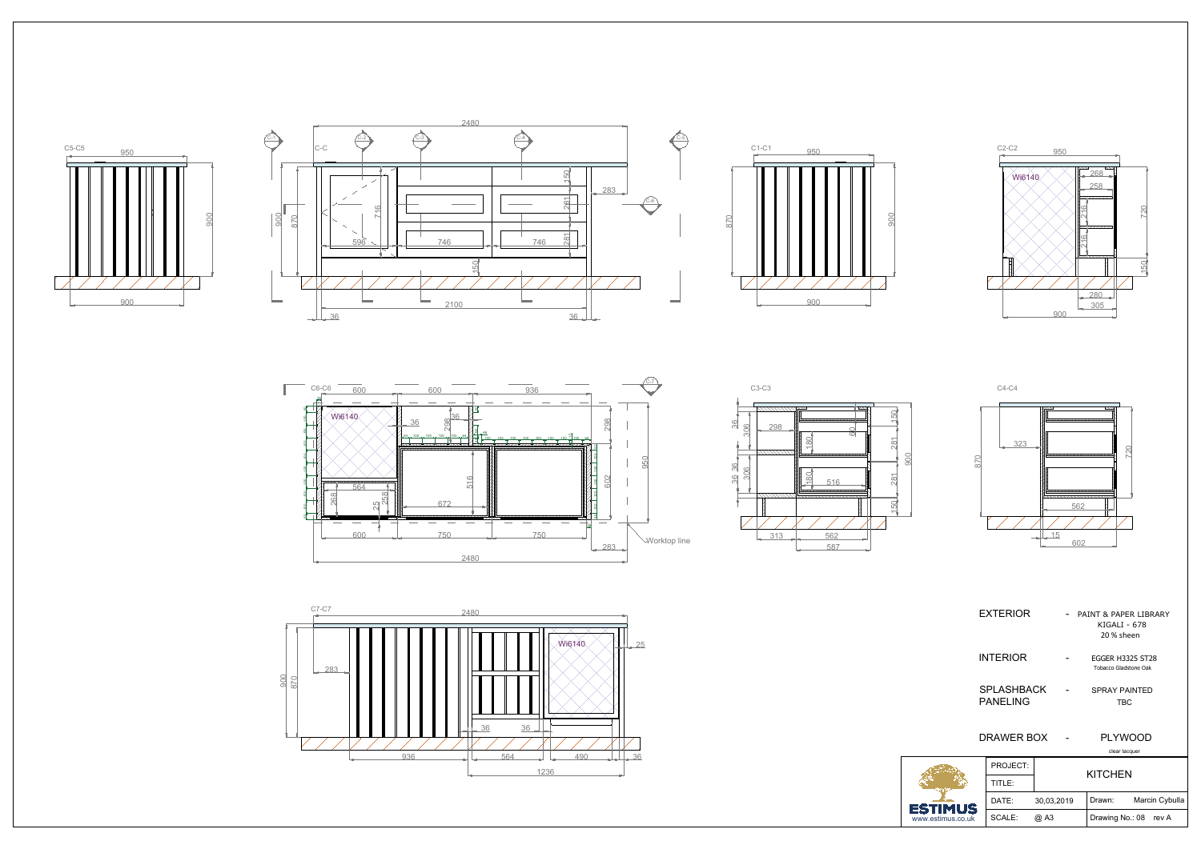C5-C5

950

900

900

C-C

2480

900

870

716

596

746

746

150

261

281

150

283

2100

36

36

C1-C1

950

870

900

900

C2-C2

950

Wi6140

268

258

216

216

720

150

280

305

900

C6-C6

600

600

936

Wi6140

36

298

36

564

268

258

25

516

672

298

602

950

600

750

750

283

2480

Worktop line

C3-C3

36

306

36

36

306

298

150

180

60

281

180

281

516

150

900

313

562

587

C4-C4

870

323

720

562

15

602

C7-C7

2480

900

870

283

Wi6140

25

36

36

936

564

490

36

1236

| | | |
|---|---|---|
| EXTERIOR | - | PAINT & PAPER LIBRARY KIGALI - 678 20 % sheen |
| INTERIOR | - | EGGER H3325 ST28 Tobacco Gladstone Oak |
| SPLASHBACK PANELING | - | SPRAY PAINTED TBC |
| DRAWER BOX | - | PLYWOOD clear lacquer |

| | | | | |
|---|---|---|---|---|
| ESTIMUS www.estimus.co.uk | PROJECT: | KITCHEN | | |
| | TITLE: | | | |
| | DATE: | 30,03,2019 | Drawn: | Marcin Cybulla |
| | SCALE: | @ A3 | Drawing No.: 08 rev A | |